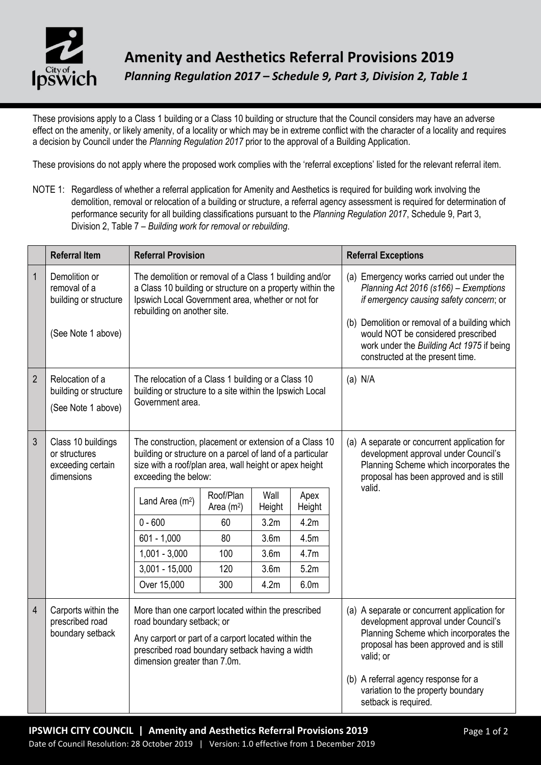# Amenity and Aesthetics Referral Provisions 2019

## *Planning Regulation 2017 – Schedule 9, Part 3, Division 2, Table 1*

These provisions apply to a Class 1 building or a Class 10 building or structure that the Council considers may have an adverse effect on the amenity, or likely amenity, of a locality or which may be in extreme conflict with the character of a locality and requires a decision by Council under the *Planning Regulation 2017* prior to the approval of a Building Application.

These provisions do not apply where the proposed work complies with the 'referral exceptions' listed for the relevant referral item.

NOTE 1: Regardless of whether a referral application for Amenity and Aesthetics is required for building work involving the demolition, removal or relocation of a building or structure, a referral agency assessment is required for determination of performance security for all building classifications pursuant to the *Planning Regulation 2017*, Schedule 9, Part 3, Division 2, Table 7 – *Building work for removal or rebuilding*.

| | Referral Item | Referral Provision | Referral Exceptions |
|---|---|---|---|
| 1 | Demolition or removal of a building or structure<br><br>(See Note 1 above) | The demolition or removal of a Class 1 building and/or a Class 10 building or structure on a property within the Ipswich Local Government area, whether or not for rebuilding on another site. | (a) Emergency works carried out under the *Planning Act 2016 (s166) – Exemptions if emergency causing safety concern*; or<br><br>(b) Demolition or removal of a building which would NOT be considered prescribed work under the *Building Act 1975* if being constructed at the present time. |
| 2 | Relocation of a building or structure<br><br>(See Note 1 above) | The relocation of a Class 1 building or a Class 10 building or structure to a site within the Ipswich Local Government area. | (a) N/A |
| 3 | Class 10 buildings or structures exceeding certain dimensions | The construction, placement or extension of a Class 10 building or structure on a parcel of land of a particular size with a roof/plan area, wall height or apex height exceeding the below:<br><br>Land Area ($m^2$) / Roof/Plan Area ($m^2$) / Wall Height / Apex Height:<br>0 - 600 / 60 / 3.2m / 4.2m<br>601 - 1,000 / 80 / 3.6m / 4.5m<br>1,001 - 3,000 / 100 / 3.6m / 4.7m<br>3,001 - 15,000 / 120 / 3.6m / 5.2m<br>Over 15,000 / 300 / 4.2m / 6.0m | (a) A separate or concurrent application for development approval under Council's Planning Scheme which incorporates the proposal has been approved and is still valid. |
| 4 | Carports within the prescribed road boundary setback | More than one carport located within the prescribed road boundary setback; or<br><br>Any carport or part of a carport located within the prescribed road boundary setback having a width dimension greater than 7.0m. | (a) A separate or concurrent application for development approval under Council's Planning Scheme which incorporates the proposal has been approved and is still valid; or<br><br>(b) A referral agency response for a variation to the property boundary setback is required. |

| Land Area ($m^2$) | Roof/Plan Area ($m^2$) | Wall Height | Apex Height |
|---|---|---|---|
| 0 - 600 | 60 | 3.2m | 4.2m |
| 601 - 1,000 | 80 | 3.6m | 4.5m |
| 1,001 - 3,000 | 100 | 3.6m | 4.7m |
| 3,001 - 15,000 | 120 | 3.6m | 5.2m |
| Over 15,000 | 300 | 4.2m | 6.0m |

IPSWICH CITY COUNCIL | Amenity and Aesthetics Referral Provisions 2019

Date of Council Resolution: 28 October 2019 | Version: 1.0 effective from 1 December 2019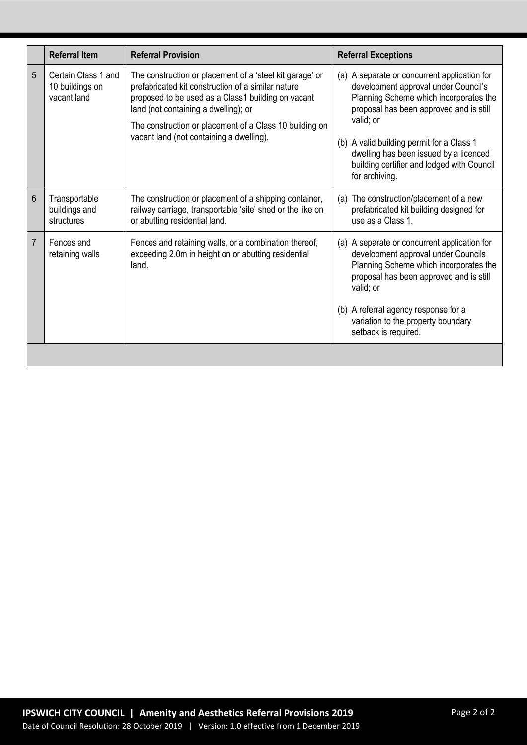| | Referral Item | Referral Provision | Referral Exceptions |
|---|---|---|---|
| 5 | Certain Class 1 and 10 buildings on vacant land | The construction or placement of a 'steel kit garage' or prefabricated kit construction of a similar nature proposed to be used as a Class1 building on vacant land (not containing a dwelling); or<br><br>The construction or placement of a Class 10 building on vacant land (not containing a dwelling). | (a) A separate or concurrent application for development approval under Council's Planning Scheme which incorporates the proposal has been approved and is still valid; or<br><br>(b) A valid building permit for a Class 1 dwelling has been issued by a licenced building certifier and lodged with Council for archiving. |
| 6 | Transportable buildings and structures | The construction or placement of a shipping container, railway carriage, transportable 'site' shed or the like on or abutting residential land. | (a) The construction/placement of a new prefabricated kit building designed for use as a Class 1. |
| 7 | Fences and retaining walls | Fences and retaining walls, or a combination thereof, exceeding 2.0m in height on or abutting residential land. | (a) A separate or concurrent application for development approval under Councils Planning Scheme which incorporates the proposal has been approved and is still valid; or<br><br>(b) A referral agency response for a variation to the property boundary setback is required. |